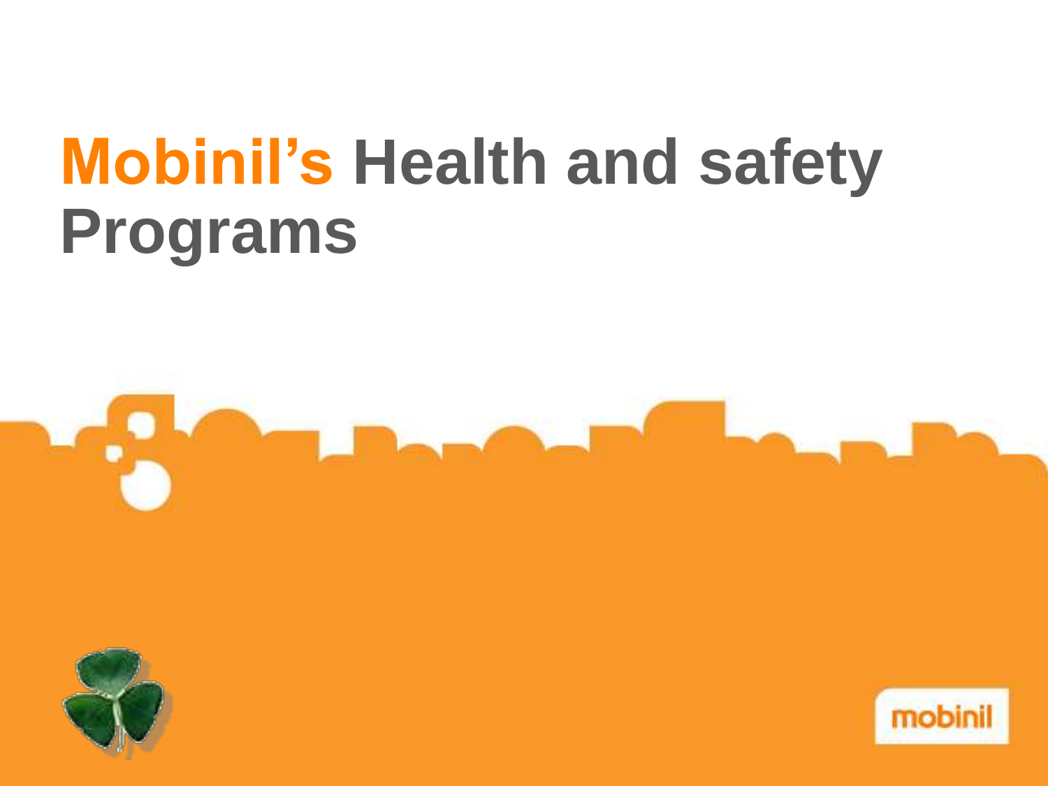# Mobinil's Health and safety Programs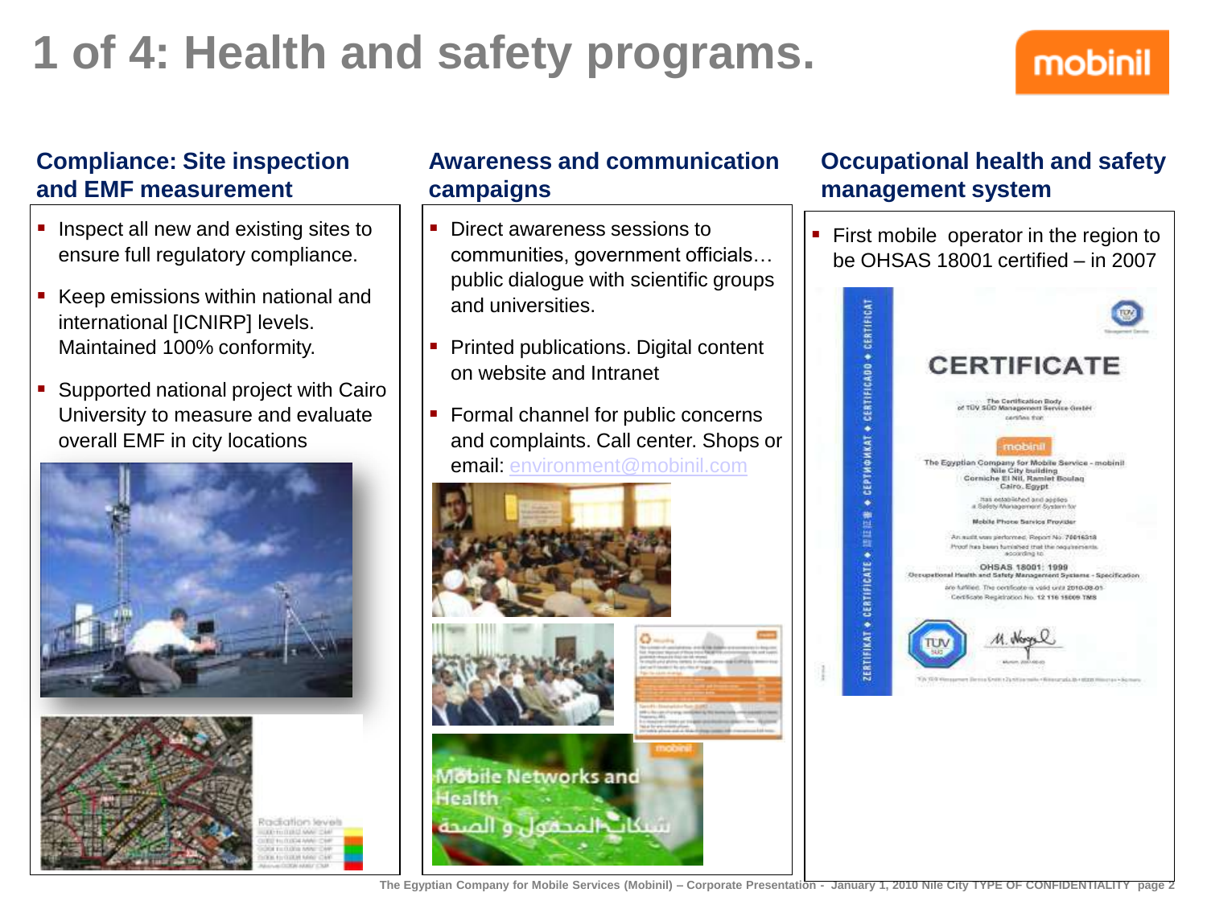# 1 of 4: Health and safety programs.

## Compliance: Site inspection and EMF measurement

- Inspect all new and existing sites to ensure full regulatory compliance.
- Keep emissions within national and international [ICNIRP] levels. Maintained 100% conformity.
- Supported national project with Cairo University to measure and evaluate overall EMF in city locations

## Awareness and communication campaigns

- Direct awareness sessions to communities, government officials… public dialogue with scientific groups and universities.
- Printed publications. Digital content on website and Intranet
- Formal channel for public concerns and complaints. Call center. Shops or email: environment@mobinil.com

## Occupational health and safety management system

- First mobile operator in the region to be OHSAS 18001 certified – in 2007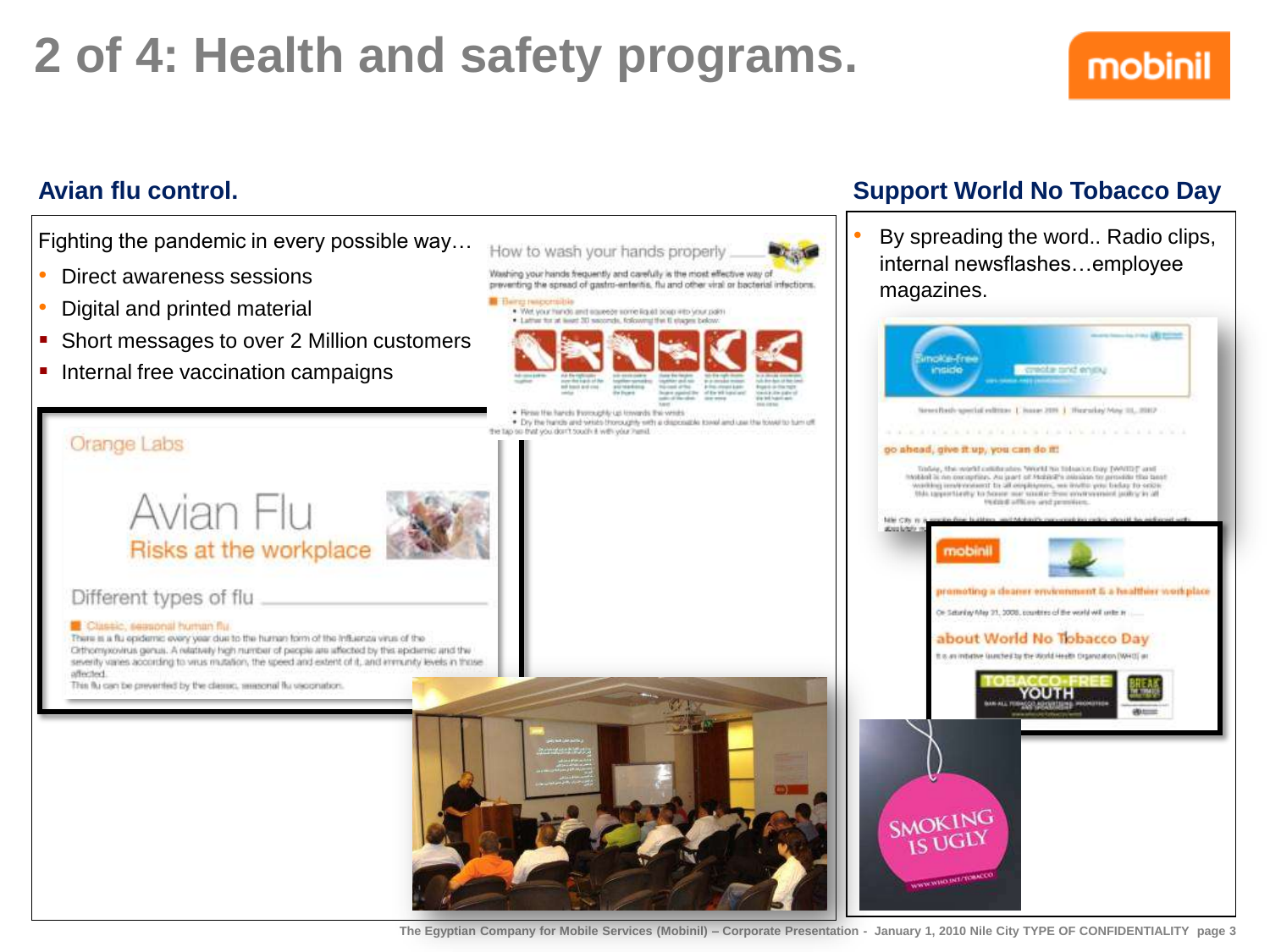# 2 of 4: Health and safety programs.

## Avian flu control.

Fighting the pandemic in every possible way…

- Direct awareness sessions
- Digital and printed material
- Short messages to over 2 Million customers
- Internal free vaccination campaigns

## Support World No Tobacco Day

- By spreading the word.. Radio clips, internal newsflashes…employee magazines.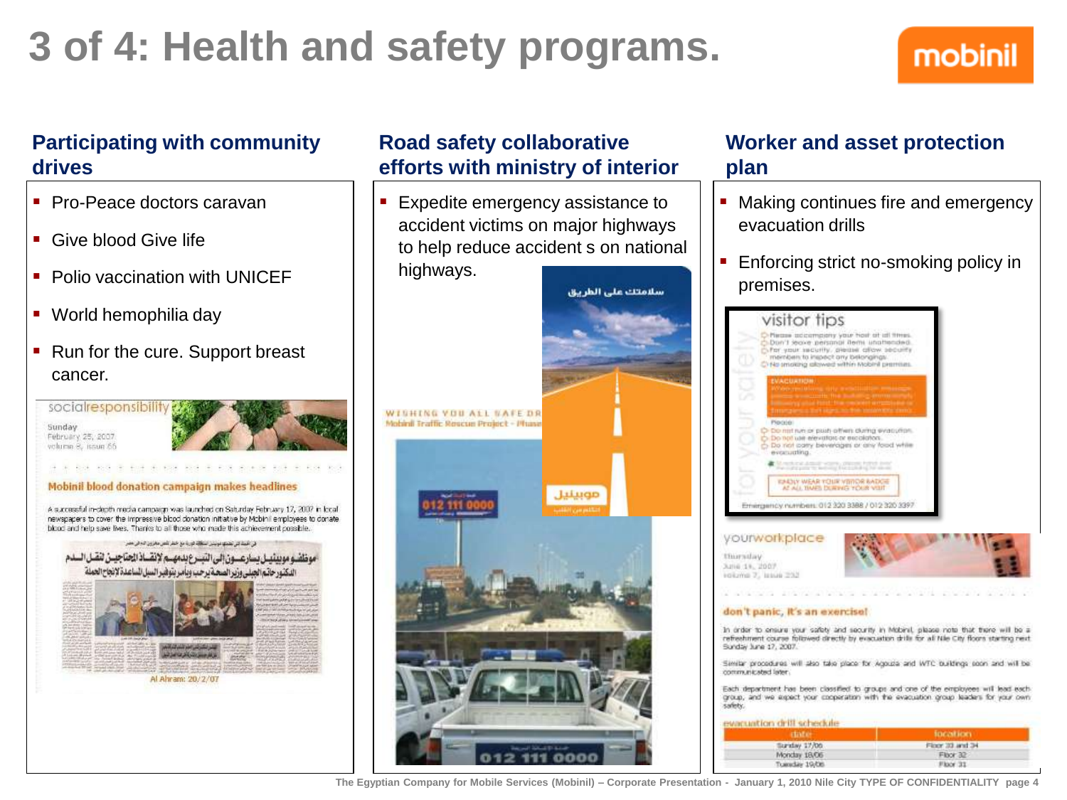# 3 of 4: Health and safety programs.

## Participating with community drives

- Pro-Peace doctors caravan
- Give blood Give life
- Polio vaccination with UNICEF
- World hemophilia day
- Run for the cure. Support breast cancer.

## Road safety collaborative efforts with ministry of interior

- Expedite emergency assistance to accident victims on major highways to help reduce accident s on national highways.

## Worker and asset protection plan

- Making continues fire and emergency evacuation drills
- Enforcing strict no-smoking policy in premises.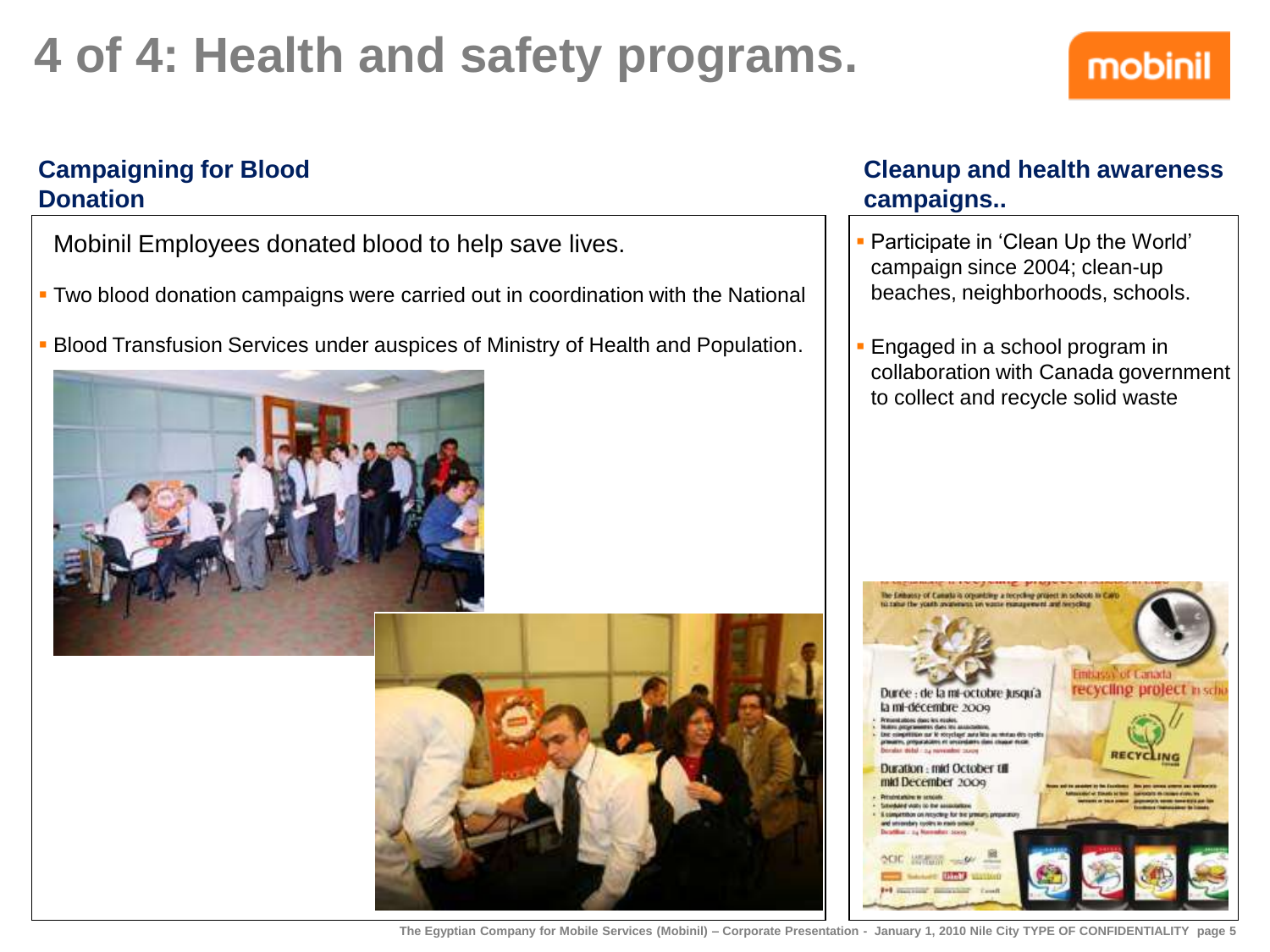# 4 of 4: Health and safety programs.

## Campaigning for Blood Donation

Mobinil Employees donated blood to help save lives.

- Two blood donation campaigns were carried out in coordination with the National
- Blood Transfusion Services under auspices of Ministry of Health and Population.

## Cleanup and health awareness campaigns..

- Participate in 'Clean Up the World' campaign since 2004; clean-up beaches, neighborhoods, schools.
- Engaged in a school program in collaboration with Canada government to collect and recycle solid waste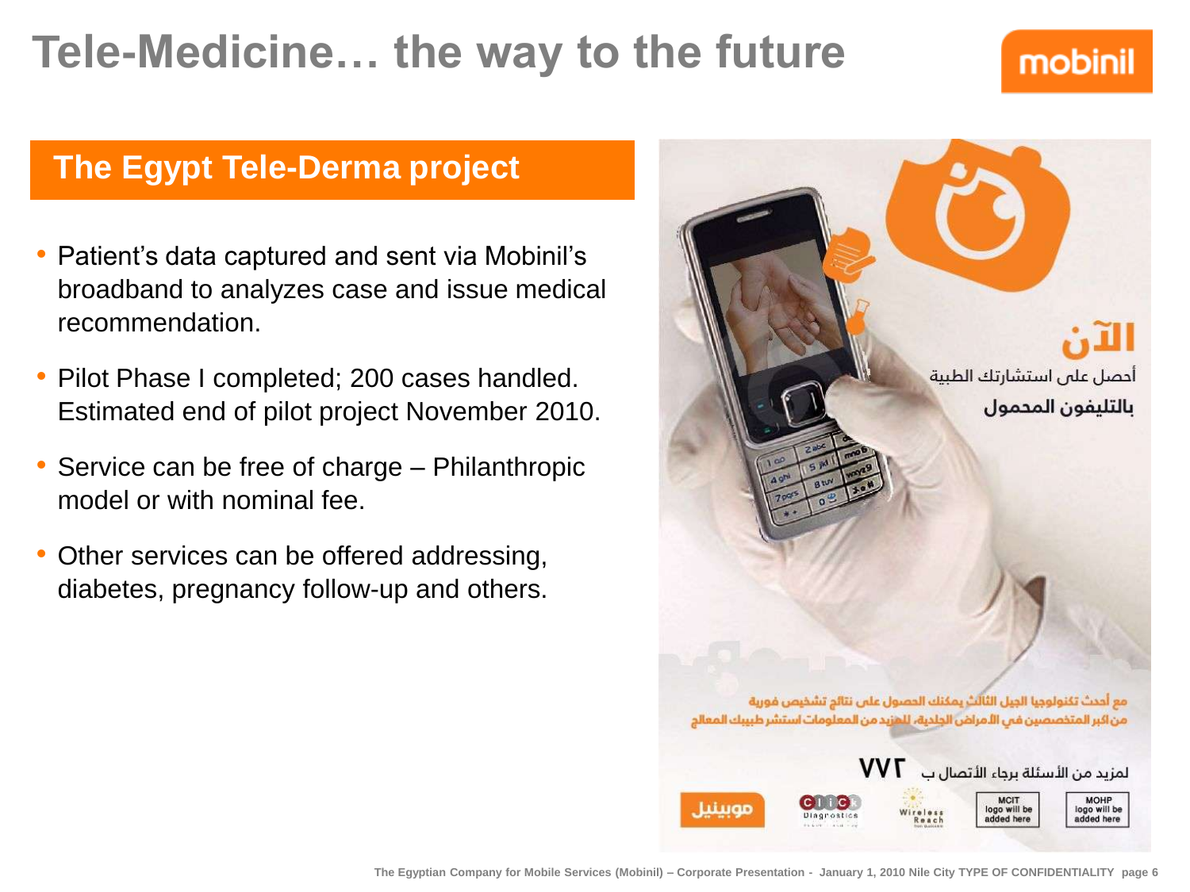# Tele-Medicine… the way to the future

## The Egypt Tele-Derma project

- Patient's data captured and sent via Mobinil's broadband to analyzes case and issue medical recommendation.
- Pilot Phase I completed; 200 cases handled. Estimated end of pilot project November 2010.
- Service can be free of charge – Philanthropic model or with nominal fee.
- Other services can be offered addressing, diabetes, pregnancy follow-up and others.

الآن

أحصل على استشارتك الطبية

بالتليفون المحمول

مع أحدث تكنولوجيا الجيل الثالث يمكنك الحصول على نتائج تشخيص فورية من اكبر المتخصصين في الأمراض الجلدية، للمزيد من المعلومات استشر طبيبك المعالج

لمزيد من الأسئلة برجاء الأتصال ب ٧٧٢

موبينيل

Click Diagnostics

Wireless Reach

MCIT logo will be added here

MOHP logo will be added here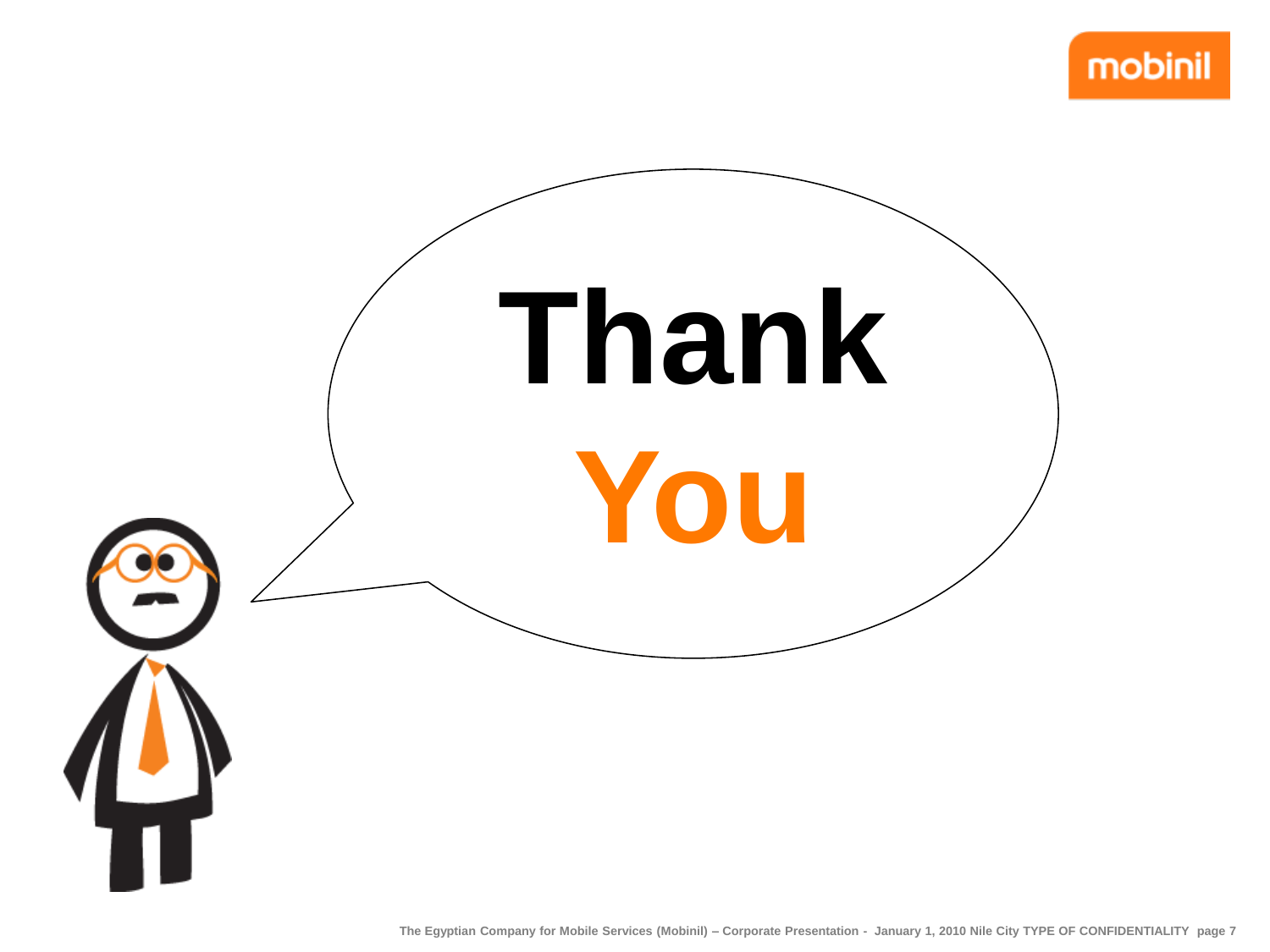# Thank You